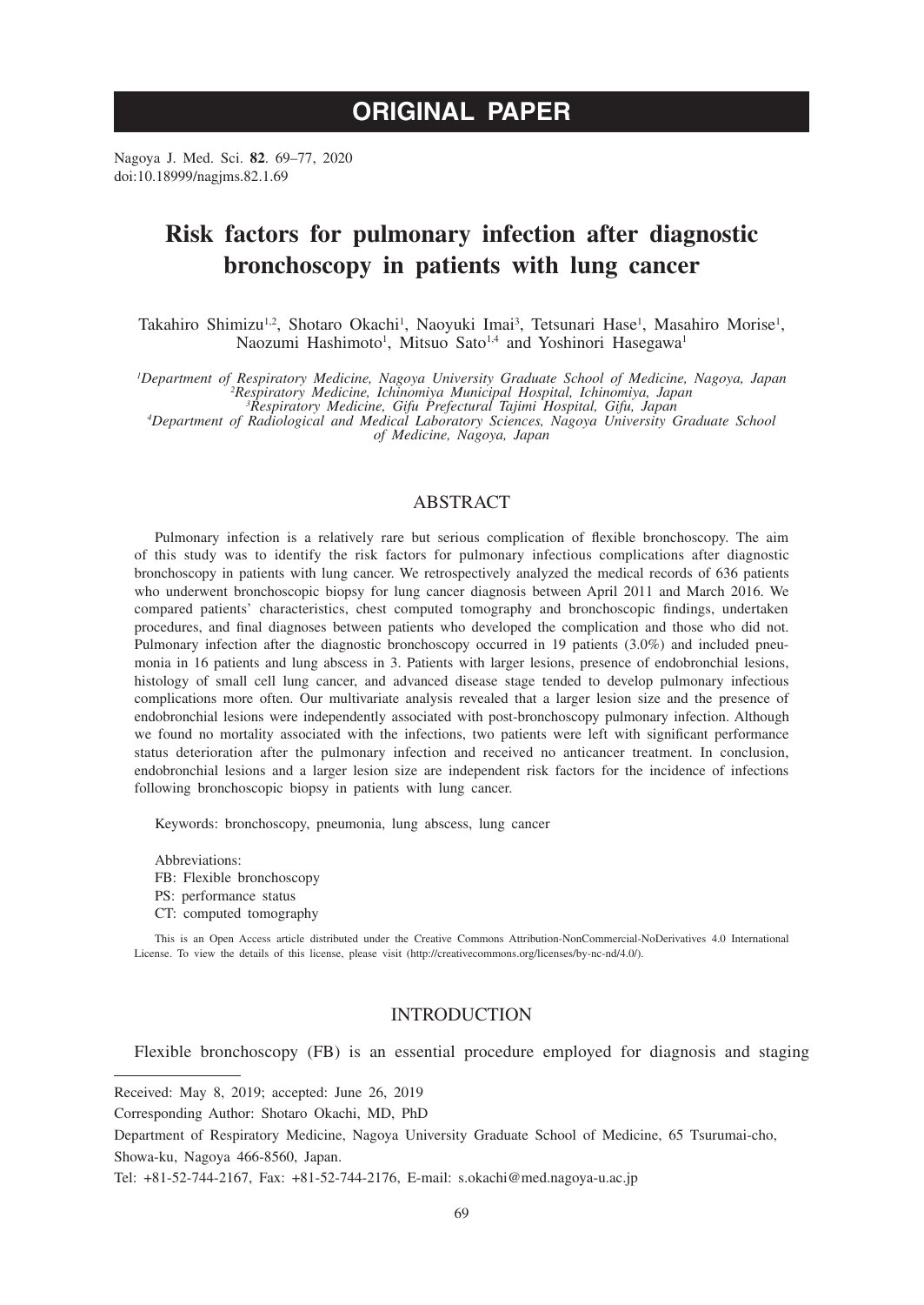# ORIGINAL PAPER

Nagoya J. Med. Sci. **82**. 69–77, 2020
doi:10.18999/nagjms.82.1.69

# Risk factors for pulmonary infection after diagnostic bronchoscopy in patients with lung cancer

Takahiro Shimizu[1,2], Shotaro Okachi[1], Naoyuki Imai[3], Tetsunari Hase[1], Masahiro Morise[1], Naozumi Hashimoto[1], Mitsuo Sato[1,4] and Yoshinori Hasegawa[1]

*[1]Department of Respiratory Medicine, Nagoya University Graduate School of Medicine, Nagoya, Japan*
*[2]Respiratory Medicine, Ichinomiya Municipal Hospital, Ichinomiya, Japan*
*[3]Respiratory Medicine, Gifu Prefectural Tajimi Hospital, Gifu, Japan*
*[4]Department of Radiological and Medical Laboratory Sciences, Nagoya University Graduate School of Medicine, Nagoya, Japan*

## ABSTRACT

Pulmonary infection is a relatively rare but serious complication of flexible bronchoscopy. The aim of this study was to identify the risk factors for pulmonary infectious complications after diagnostic bronchoscopy in patients with lung cancer. We retrospectively analyzed the medical records of 636 patients who underwent bronchoscopic biopsy for lung cancer diagnosis between April 2011 and March 2016. We compared patients' characteristics, chest computed tomography and bronchoscopic findings, undertaken procedures, and final diagnoses between patients who developed the complication and those who did not. Pulmonary infection after the diagnostic bronchoscopy occurred in 19 patients (3.0%) and included pneumonia in 16 patients and lung abscess in 3. Patients with larger lesions, presence of endobronchial lesions, histology of small cell lung cancer, and advanced disease stage tended to develop pulmonary infectious complications more often. Our multivariate analysis revealed that a larger lesion size and the presence of endobronchial lesions were independently associated with post-bronchoscopy pulmonary infection. Although we found no mortality associated with the infections, two patients were left with significant performance status deterioration after the pulmonary infection and received no anticancer treatment. In conclusion, endobronchial lesions and a larger lesion size are independent risk factors for the incidence of infections following bronchoscopic biopsy in patients with lung cancer.

Keywords: bronchoscopy, pneumonia, lung abscess, lung cancer

Abbreviations:
FB: Flexible bronchoscopy
PS: performance status
CT: computed tomography

This is an Open Access article distributed under the Creative Commons Attribution-NonCommercial-NoDerivatives 4.0 International License. To view the details of this license, please visit (http://creativecommons.org/licenses/by-nc-nd/4.0/).

## INTRODUCTION

Flexible bronchoscopy (FB) is an essential procedure employed for diagnosis and staging

---

Received: May 8, 2019; accepted: June 26, 2019

Corresponding Author: Shotaro Okachi, MD, PhD

Department of Respiratory Medicine, Nagoya University Graduate School of Medicine, 65 Tsurumai-cho, Showa-ku, Nagoya 466-8560, Japan.

Tel: +81-52-744-2167, Fax: +81-52-744-2176, E-mail: s.okachi@med.nagoya-u.ac.jp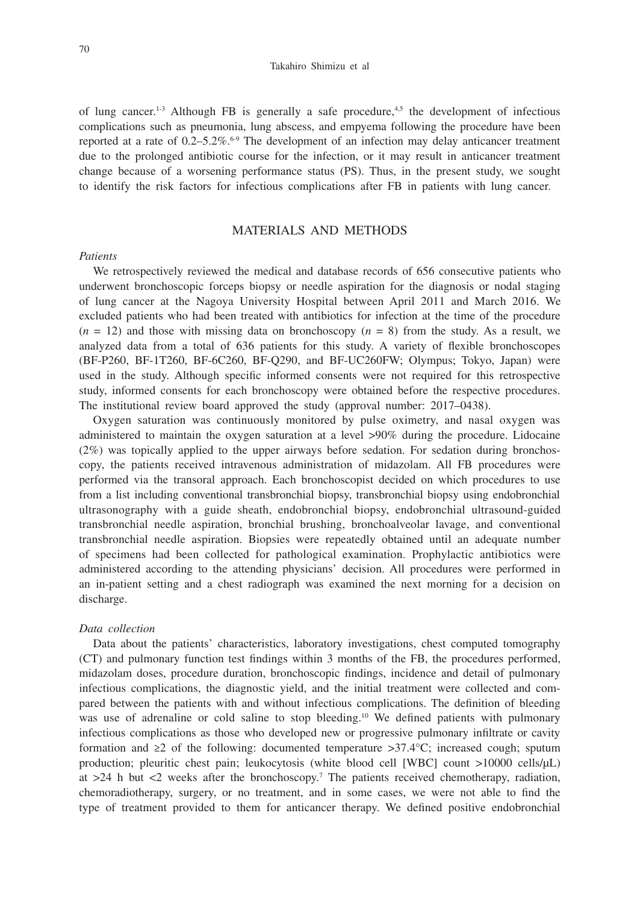of lung cancer.[1-3] Although FB is generally a safe procedure,[4,5] the development of infectious complications such as pneumonia, lung abscess, and empyema following the procedure have been reported at a rate of 0.2–5.2%.[6-9] The development of an infection may delay anticancer treatment due to the prolonged antibiotic course for the infection, or it may result in anticancer treatment change because of a worsening performance status (PS). Thus, in the present study, we sought to identify the risk factors for infectious complications after FB in patients with lung cancer.

## MATERIALS AND METHODS

### *Patients*

We retrospectively reviewed the medical and database records of 656 consecutive patients who underwent bronchoscopic forceps biopsy or needle aspiration for the diagnosis or nodal staging of lung cancer at the Nagoya University Hospital between April 2011 and March 2016. We excluded patients who had been treated with antibiotics for infection at the time of the procedure ($n$ = 12) and those with missing data on bronchoscopy ($n$ = 8) from the study. As a result, we analyzed data from a total of 636 patients for this study. A variety of flexible bronchoscopes (BF-P260, BF-1T260, BF-6C260, BF-Q290, and BF-UC260FW; Olympus; Tokyo, Japan) were used in the study. Although specific informed consents were not required for this retrospective study, informed consents for each bronchoscopy were obtained before the respective procedures. The institutional review board approved the study (approval number: 2017–0438).

Oxygen saturation was continuously monitored by pulse oximetry, and nasal oxygen was administered to maintain the oxygen saturation at a level >90% during the procedure. Lidocaine (2%) was topically applied to the upper airways before sedation. For sedation during bronchoscopy, the patients received intravenous administration of midazolam. All FB procedures were performed via the transoral approach. Each bronchoscopist decided on which procedures to use from a list including conventional transbronchial biopsy, transbronchial biopsy using endobronchial ultrasonography with a guide sheath, endobronchial biopsy, endobronchial ultrasound-guided transbronchial needle aspiration, bronchial brushing, bronchoalveolar lavage, and conventional transbronchial needle aspiration. Biopsies were repeatedly obtained until an adequate number of specimens had been collected for pathological examination. Prophylactic antibiotics were administered according to the attending physicians' decision. All procedures were performed in an in-patient setting and a chest radiograph was examined the next morning for a decision on discharge.

### *Data collection*

Data about the patients' characteristics, laboratory investigations, chest computed tomography (CT) and pulmonary function test findings within 3 months of the FB, the procedures performed, midazolam doses, procedure duration, bronchoscopic findings, incidence and detail of pulmonary infectious complications, the diagnostic yield, and the initial treatment were collected and compared between the patients with and without infectious complications. The definition of bleeding was use of adrenaline or cold saline to stop bleeding.[10] We defined patients with pulmonary infectious complications as those who developed new or progressive pulmonary infiltrate or cavity formation and ≥2 of the following: documented temperature >37.4°C; increased cough; sputum production; pleuritic chest pain; leukocytosis (white blood cell [WBC] count >10000 cells/μL) at >24 h but <2 weeks after the bronchoscopy.[7] The patients received chemotherapy, radiation, chemoradiotherapy, surgery, or no treatment, and in some cases, we were not able to find the type of treatment provided to them for anticancer therapy. We defined positive endobronchial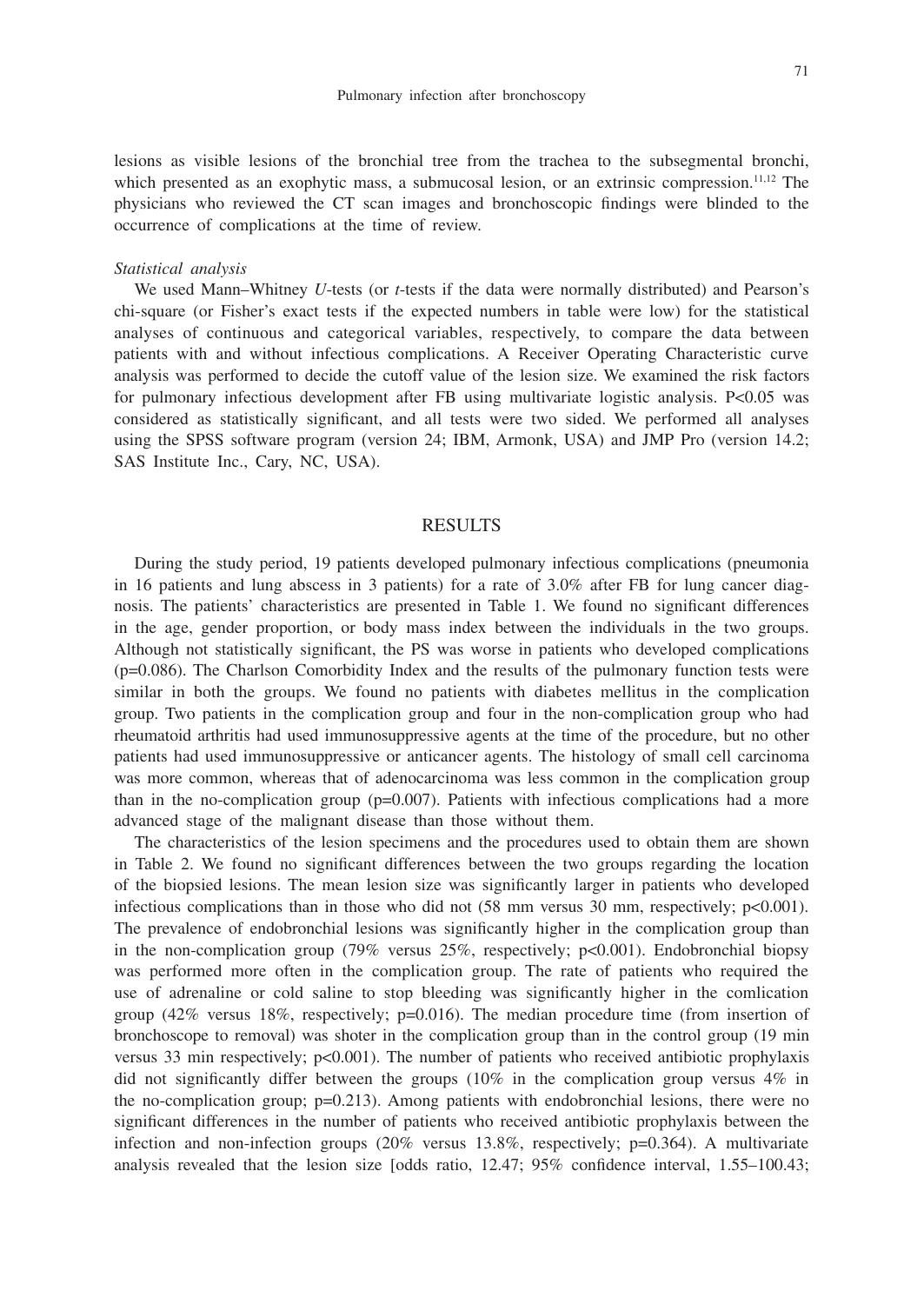lesions as visible lesions of the bronchial tree from the trachea to the subsegmental bronchi, which presented as an exophytic mass, a submucosal lesion, or an extrinsic compression.[11,12] The physicians who reviewed the CT scan images and bronchoscopic findings were blinded to the occurrence of complications at the time of review.

*Statistical analysis*

We used Mann–Whitney *U*-tests (or *t*-tests if the data were normally distributed) and Pearson's chi-square (or Fisher's exact tests if the expected numbers in table were low) for the statistical analyses of continuous and categorical variables, respectively, to compare the data between patients with and without infectious complications. A Receiver Operating Characteristic curve analysis was performed to decide the cutoff value of the lesion size. We examined the risk factors for pulmonary infectious development after FB using multivariate logistic analysis. $P<0.05$ was considered as statistically significant, and all tests were two sided. We performed all analyses using the SPSS software program (version 24; IBM, Armonk, USA) and JMP Pro (version 14.2; SAS Institute Inc., Cary, NC, USA).

## RESULTS

During the study period, 19 patients developed pulmonary infectious complications (pneumonia in 16 patients and lung abscess in 3 patients) for a rate of 3.0% after FB for lung cancer diagnosis. The patients' characteristics are presented in Table 1. We found no significant differences in the age, gender proportion, or body mass index between the individuals in the two groups. Although not statistically significant, the PS was worse in patients who developed complications ($p=0.086$). The Charlson Comorbidity Index and the results of the pulmonary function tests were similar in both the groups. We found no patients with diabetes mellitus in the complication group. Two patients in the complication group and four in the non-complication group who had rheumatoid arthritis had used immunosuppressive agents at the time of the procedure, but no other patients had used immunosuppressive or anticancer agents. The histology of small cell carcinoma was more common, whereas that of adenocarcinoma was less common in the complication group than in the no-complication group ($p=0.007$). Patients with infectious complications had a more advanced stage of the malignant disease than those without them.

The characteristics of the lesion specimens and the procedures used to obtain them are shown in Table 2. We found no significant differences between the two groups regarding the location of the biopsied lesions. The mean lesion size was significantly larger in patients who developed infectious complications than in those who did not (58 mm versus 30 mm, respectively; $p<0.001$). The prevalence of endobronchial lesions was significantly higher in the complication group than in the non-complication group (79% versus 25%, respectively; $p<0.001$). Endobronchial biopsy was performed more often in the complication group. The rate of patients who required the use of adrenaline or cold saline to stop bleeding was significantly higher in the comlication group (42% versus 18%, respectively; $p=0.016$). The median procedure time (from insertion of bronchoscope to removal) was shoter in the complication group than in the control group (19 min versus 33 min respectively; $p<0.001$). The number of patients who received antibiotic prophylaxis did not significantly differ between the groups (10% in the complication group versus 4% in the no-complication group; $p=0.213$). Among patients with endobronchial lesions, there were no significant differences in the number of patients who received antibiotic prophylaxis between the infection and non-infection groups (20% versus 13.8%, respectively; $p=0.364$). A multivariate analysis revealed that the lesion size [odds ratio, 12.47; 95% confidence interval, 1.55–100.43;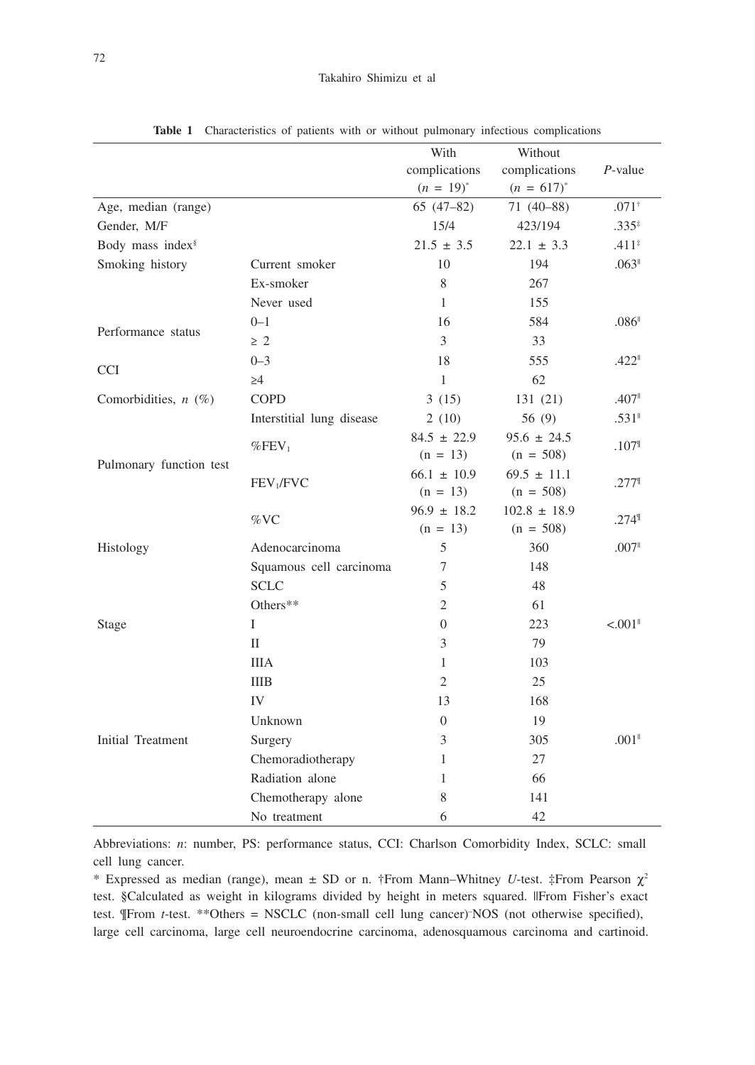**Table 1** Characteristics of patients with or without pulmonary infectious complications

| | | With complications ($n$ = 19)* | Without complications ($n$ = 617)* | $P$-value |
|---|---|---|---|---|
| Age, median (range) | | 65 (47–82) | 71 (40–88) | .071† |
| Gender, M/F | | 15/4 | 423/194 | .335‡ |
| Body mass index§ | | 21.5 ± 3.5 | 22.1 ± 3.3 | .411‡ |
| Smoking history | Current smoker | 10 | 194 | .063‖ |
| | Ex-smoker | 8 | 267 | |
| | Never used | 1 | 155 | |
| Performance status | 0–1 | 16 | 584 | .086‖ |
| | ≥ 2 | 3 | 33 | |
| CCI | 0–3 | 18 | 555 | .422‖ |
| | ≥4 | 1 | 62 | |
| Comorbidities, $n$ (%) | COPD | 3 (15) | 131 (21) | .407‖ |
| | Interstitial lung disease | 2 (10) | 56 (9) | .531‖ |
| Pulmonary function test | %$FEV_1$ | 84.5 ± 22.9 (n = 13) | 95.6 ± 24.5 (n = 508) | .107¶ |
| | $FEV_1$/FVC | 66.1 ± 10.9 (n = 13) | 69.5 ± 11.1 (n = 508) | .277¶ |
| | %VC | 96.9 ± 18.2 (n = 13) | 102.8 ± 18.9 (n = 508) | .274¶ |
| Histology | Adenocarcinoma | 5 | 360 | .007‖ |
| | Squamous cell carcinoma | 7 | 148 | |
| | SCLC | 5 | 48 | |
| | Others** | 2 | 61 | |
| Stage | I | 0 | 223 | <.001‖ |
| | II | 3 | 79 | |
| | IIIA | 1 | 103 | |
| | IIIB | 2 | 25 | |
| | IV | 13 | 168 | |
| | Unknown | 0 | 19 | |
| Initial Treatment | Surgery | 3 | 305 | .001‖ |
| | Chemoradiotherapy | 1 | 27 | |
| | Radiation alone | 1 | 66 | |
| | Chemotherapy alone | 8 | 141 | |
| | No treatment | 6 | 42 | |

Abbreviations: $n$: number, PS: performance status, CCI: Charlson Comorbidity Index, SCLC: small cell lung cancer.

* Expressed as median (range), mean ± SD or n. †From Mann–Whitney $U$-test. ‡From Pearson $\chi^2$ test. §Calculated as weight in kilograms divided by height in meters squared. ‖From Fisher's exact test. ¶From $t$-test. **Others = NSCLC (non-small cell lung cancer)-NOS (not otherwise specified), large cell carcinoma, large cell neuroendocrine carcinoma, adenosquamous carcinoma and cartinoid.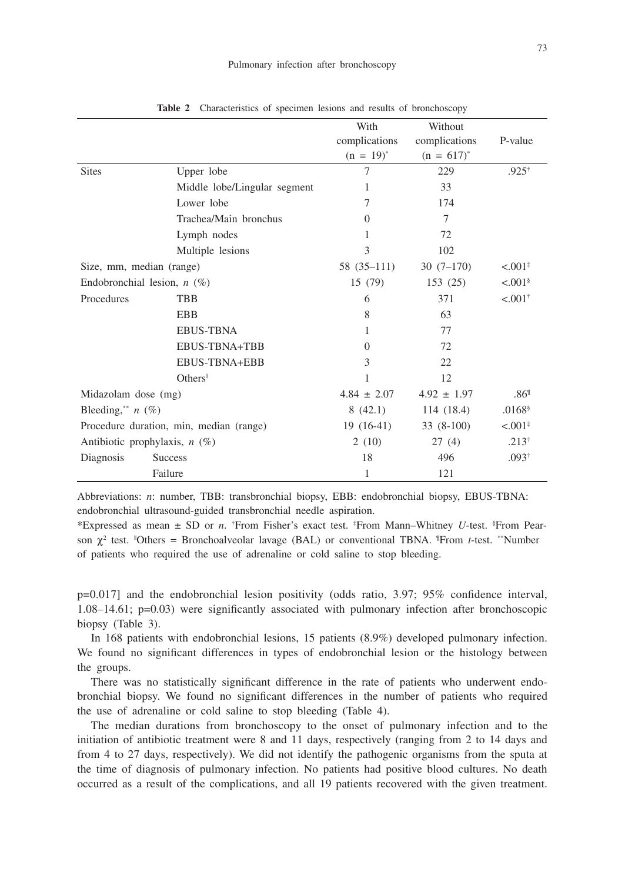**Table 2** Characteristics of specimen lesions and results of bronchoscopy

| | | With complications (n = 19)* | Without complications (n = 617)* | P-value |
|---|---|---|---|---|
| Sites | Upper lobe | 7 | 229 | .925† |
| | Middle lobe/Lingular segment | 1 | 33 | |
| | Lower lobe | 7 | 174 | |
| | Trachea/Main bronchus | 0 | 7 | |
| | Lymph nodes | 1 | 72 | |
| | Multiple lesions | 3 | 102 | |
| Size, mm, median (range) | | 58 (35–111) | 30 (7–170) | <.001‡ |
| Endobronchial lesion, *n* (%) | | 15 (79) | 153 (25) | <.001§ |
| Procedures | TBB | 6 | 371 | <.001† |
| | EBB | 8 | 63 | |
| | EBUS-TBNA | 1 | 77 | |
| | EBUS-TBNA+TBB | 0 | 72 | |
| | EBUS-TBNA+EBB | 3 | 22 | |
| | Others‖ | 1 | 12 | |
| Midazolam dose (mg) | | 4.84 ± 2.07 | 4.92 ± 1.97 | .86¶ |
| Bleeding,** *n* (%) | | 8 (42.1) | 114 (18.4) | .0168§ |
| Procedure duration, min, median (range) | | 19 (16-41) | 33 (8-100) | <.001‡ |
| Antibiotic prophylaxis, *n* (%) | | 2 (10) | 27 (4) | .213† |
| Diagnosis | Success | 18 | 496 | .093† |
| | Failure | 1 | 121 | |

Abbreviations: *n*: number, TBB: transbronchial biopsy, EBB: endobronchial biopsy, EBUS-TBNA: endobronchial ultrasound-guided transbronchial needle aspiration.

*Expressed as mean ± SD or *n*. †From Fisher's exact test. ‡From Mann–Whitney *U*-test. §From Pearson $\chi^2$ test. ‖Others = Bronchoalveolar lavage (BAL) or conventional TBNA. ¶From *t*-test. **Number of patients who required the use of adrenaline or cold saline to stop bleeding.

p=0.017] and the endobronchial lesion positivity (odds ratio, 3.97; 95% confidence interval, 1.08–14.61; p=0.03) were significantly associated with pulmonary infection after bronchoscopic biopsy (Table 3).

In 168 patients with endobronchial lesions, 15 patients (8.9%) developed pulmonary infection. We found no significant differences in types of endobronchial lesion or the histology between the groups.

There was no statistically significant difference in the rate of patients who underwent endobronchial biopsy. We found no significant differences in the number of patients who required the use of adrenaline or cold saline to stop bleeding (Table 4).

The median durations from bronchoscopy to the onset of pulmonary infection and to the initiation of antibiotic treatment were 8 and 11 days, respectively (ranging from 2 to 14 days and from 4 to 27 days, respectively). We did not identify the pathogenic organisms from the sputa at the time of diagnosis of pulmonary infection. No patients had positive blood cultures. No death occurred as a result of the complications, and all 19 patients recovered with the given treatment.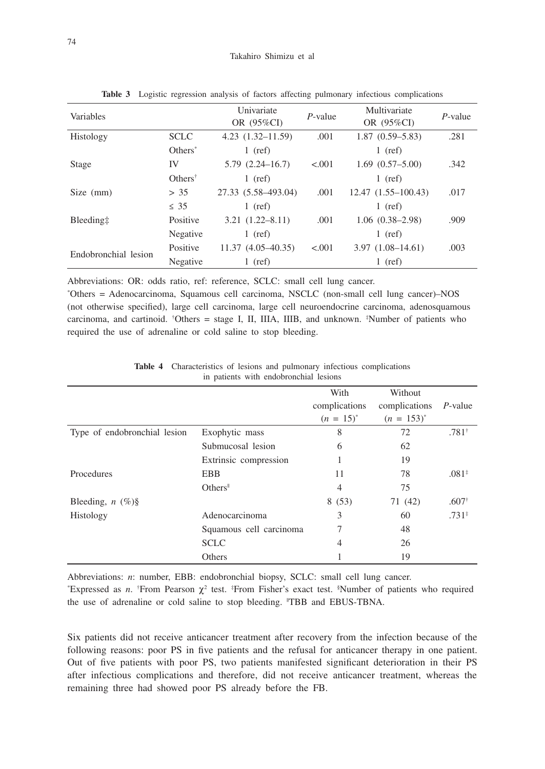**Table 3** Logistic regression analysis of factors affecting pulmonary infectious complications

| Variables | | Univariate OR (95%CI) | *P*-value | Multivariate OR (95%CI) | *P*-value |
|---|---|---|---|---|---|
| Histology | SCLC | 4.23 (1.32–11.59) | .001 | 1.87 (0.59–5.83) | .281 |
| | Others* | 1 (ref) | | 1 (ref) | |
| Stage | IV | 5.79 (2.24–16.7) | <.001 | 1.69 (0.57–5.00) | .342 |
| | Others† | 1 (ref) | | 1 (ref) | |
| Size (mm) | > 35 | 27.33 (5.58–493.04) | .001 | 12.47 (1.55–100.43) | .017 |
| | ≤ 35 | 1 (ref) | | 1 (ref) | |
| Bleeding‡ | Positive | 3.21 (1.22–8.11) | .001 | 1.06 (0.38–2.98) | .909 |
| | Negative | 1 (ref) | | 1 (ref) | |
| Endobronchial lesion | Positive | 11.37 (4.05–40.35) | <.001 | 3.97 (1.08–14.61) | .003 |
| | Negative | 1 (ref) | | 1 (ref) | |

Abbreviations: OR: odds ratio, ref: reference, SCLC: small cell lung cancer.
*Others = Adenocarcinoma, Squamous cell carcinoma, NSCLC (non-small cell lung cancer)–NOS (not otherwise specified), large cell carcinoma, large cell neuroendocrine carcinoma, adenosquamous carcinoma, and cartinoid. †Others = stage I, II, IIIA, IIIB, and unknown. ‡Number of patients who required the use of adrenaline or cold saline to stop bleeding.

**Table 4** Characteristics of lesions and pulmonary infectious complications in patients with endobronchial lesions

| | | With complications ($n$ = 15)* | Without complications ($n$ = 153)* | *P*-value |
|---|---|---|---|---|
| Type of endobronchial lesion | Exophytic mass | 8 | 72 | .781† |
| | Submucosal lesion | 6 | 62 | |
| | Extrinsic compression | 1 | 19 | |
| Procedures | EBB | 11 | 78 | .081‡ |
| | Others‖ | 4 | 75 | |
| Bleeding, $n$ (%)§ | | 8 (53) | 71 (42) | .607† |
| Histology | Adenocarcinoma | 3 | 60 | .731‡ |
| | Squamous cell carcinoma | 7 | 48 | |
| | SCLC | 4 | 26 | |
| | Others | 1 | 19 | |

Abbreviations: $n$: number, EBB: endobronchial biopsy, SCLC: small cell lung cancer.
*Expressed as $n$. †From Pearson $\chi^2$ test. ‡From Fisher's exact test. §Number of patients who required the use of adrenaline or cold saline to stop bleeding. ‖TBB and EBUS-TBNA.

Six patients did not receive anticancer treatment after recovery from the infection because of the following reasons: poor PS in five patients and the refusal for anticancer therapy in one patient. Out of five patients with poor PS, two patients manifested significant deterioration in their PS after infectious complications and therefore, did not receive anticancer treatment, whereas the remaining three had showed poor PS already before the FB.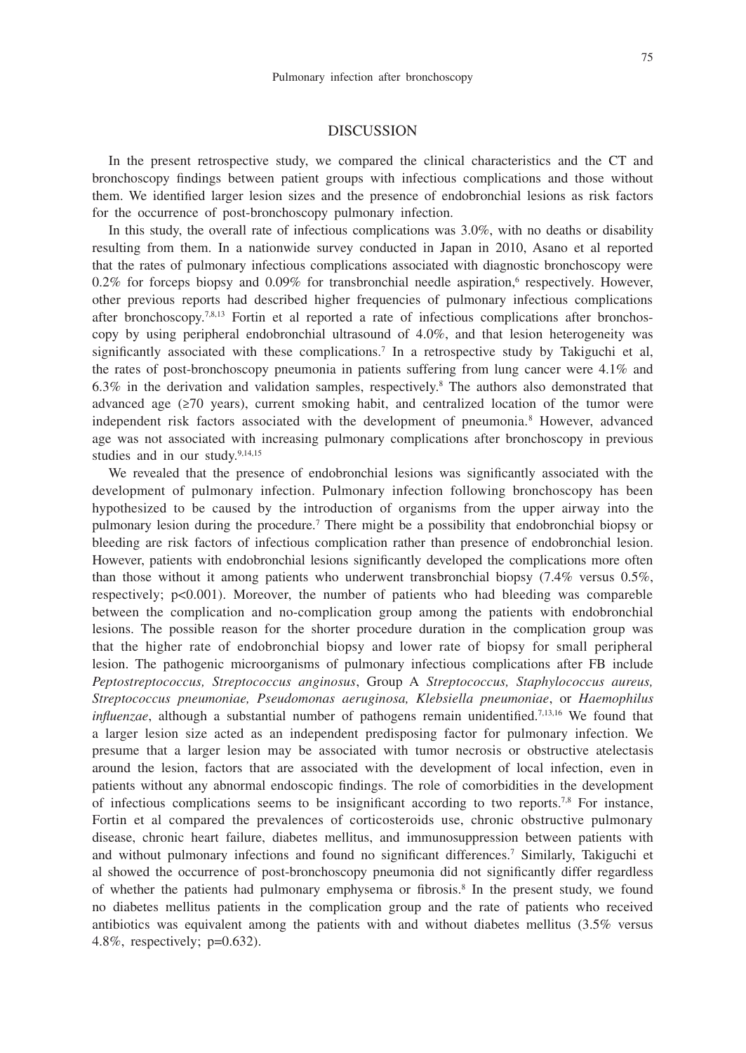## DISCUSSION

In the present retrospective study, we compared the clinical characteristics and the CT and bronchoscopy findings between patient groups with infectious complications and those without them. We identified larger lesion sizes and the presence of endobronchial lesions as risk factors for the occurrence of post-bronchoscopy pulmonary infection.

In this study, the overall rate of infectious complications was 3.0%, with no deaths or disability resulting from them. In a nationwide survey conducted in Japan in 2010, Asano et al reported that the rates of pulmonary infectious complications associated with diagnostic bronchoscopy were 0.2% for forceps biopsy and 0.09% for transbronchial needle aspiration,[6] respectively. However, other previous reports had described higher frequencies of pulmonary infectious complications after bronchoscopy.[7,8,13] Fortin et al reported a rate of infectious complications after bronchoscopy by using peripheral endobronchial ultrasound of 4.0%, and that lesion heterogeneity was significantly associated with these complications.[7] In a retrospective study by Takiguchi et al, the rates of post-bronchoscopy pneumonia in patients suffering from lung cancer were 4.1% and 6.3% in the derivation and validation samples, respectively.[8] The authors also demonstrated that advanced age (≥70 years), current smoking habit, and centralized location of the tumor were independent risk factors associated with the development of pneumonia.[8] However, advanced age was not associated with increasing pulmonary complications after bronchoscopy in previous studies and in our study.[9,14,15]

We revealed that the presence of endobronchial lesions was significantly associated with the development of pulmonary infection. Pulmonary infection following bronchoscopy has been hypothesized to be caused by the introduction of organisms from the upper airway into the pulmonary lesion during the procedure.[7] There might be a possibility that endobronchial biopsy or bleeding are risk factors of infectious complication rather than presence of endobronchial lesion. However, patients with endobronchial lesions significantly developed the complications more often than those without it among patients who underwent transbronchial biopsy (7.4% versus 0.5%, respectively; $p<0.001$). Moreover, the number of patients who had bleeding was compareble between the complication and no-complication group among the patients with endobronchial lesions. The possible reason for the shorter procedure duration in the complication group was that the higher rate of endobronchial biopsy and lower rate of biopsy for small peripheral lesion. The pathogenic microorganisms of pulmonary infectious complications after FB include *Peptostreptococcus, Streptococcus anginosus*, Group A *Streptococcus, Staphylococcus aureus, Streptococcus pneumoniae, Pseudomonas aeruginosa, Klebsiella pneumoniae*, or *Haemophilus influenzae*, although a substantial number of pathogens remain unidentified.[7,13,16] We found that a larger lesion size acted as an independent predisposing factor for pulmonary infection. We presume that a larger lesion may be associated with tumor necrosis or obstructive atelectasis around the lesion, factors that are associated with the development of local infection, even in patients without any abnormal endoscopic findings. The role of comorbidities in the development of infectious complications seems to be insignificant according to two reports.[7,8] For instance, Fortin et al compared the prevalences of corticosteroids use, chronic obstructive pulmonary disease, chronic heart failure, diabetes mellitus, and immunosuppression between patients with and without pulmonary infections and found no significant differences.[7] Similarly, Takiguchi et al showed the occurrence of post-bronchoscopy pneumonia did not significantly differ regardless of whether the patients had pulmonary emphysema or fibrosis.[8] In the present study, we found no diabetes mellitus patients in the complication group and the rate of patients who received antibiotics was equivalent among the patients with and without diabetes mellitus (3.5% versus 4.8%, respectively; $p=0.632$).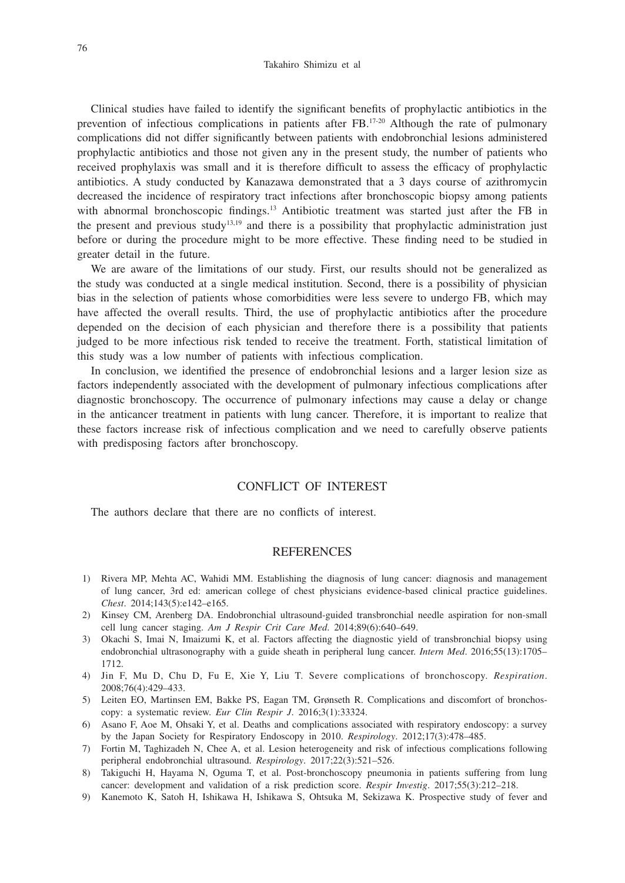Clinical studies have failed to identify the significant benefits of prophylactic antibiotics in the prevention of infectious complications in patients after FB.[17-20] Although the rate of pulmonary complications did not differ significantly between patients with endobronchial lesions administered prophylactic antibiotics and those not given any in the present study, the number of patients who received prophylaxis was small and it is therefore difficult to assess the efficacy of prophylactic antibiotics. A study conducted by Kanazawa demonstrated that a 3 days course of azithromycin decreased the incidence of respiratory tract infections after bronchoscopic biopsy among patients with abnormal bronchoscopic findings.[13] Antibiotic treatment was started just after the FB in the present and previous study[13,19] and there is a possibility that prophylactic administration just before or during the procedure might to be more effective. These finding need to be studied in greater detail in the future.

We are aware of the limitations of our study. First, our results should not be generalized as the study was conducted at a single medical institution. Second, there is a possibility of physician bias in the selection of patients whose comorbidities were less severe to undergo FB, which may have affected the overall results. Third, the use of prophylactic antibiotics after the procedure depended on the decision of each physician and therefore there is a possibility that patients judged to be more infectious risk tended to receive the treatment. Forth, statistical limitation of this study was a low number of patients with infectious complication.

In conclusion, we identified the presence of endobronchial lesions and a larger lesion size as factors independently associated with the development of pulmonary infectious complications after diagnostic bronchoscopy. The occurrence of pulmonary infections may cause a delay or change in the anticancer treatment in patients with lung cancer. Therefore, it is important to realize that these factors increase risk of infectious complication and we need to carefully observe patients with predisposing factors after bronchoscopy.

## CONFLICT OF INTEREST

The authors declare that there are no conflicts of interest.

## REFERENCES

1) Rivera MP, Mehta AC, Wahidi MM. Establishing the diagnosis of lung cancer: diagnosis and management of lung cancer, 3rd ed: american college of chest physicians evidence-based clinical practice guidelines. *Chest*. 2014;143(5):e142–e165.
2) Kinsey CM, Arenberg DA. Endobronchial ultrasound-guided transbronchial needle aspiration for non-small cell lung cancer staging. *Am J Respir Crit Care Med*. 2014;89(6):640–649.
3) Okachi S, Imai N, Imaizumi K, et al. Factors affecting the diagnostic yield of transbronchial biopsy using endobronchial ultrasonography with a guide sheath in peripheral lung cancer. *Intern Med*. 2016;55(13):1705–1712.
4) Jin F, Mu D, Chu D, Fu E, Xie Y, Liu T. Severe complications of bronchoscopy. *Respiration*. 2008;76(4):429–433.
5) Leiten EO, Martinsen EM, Bakke PS, Eagan TM, Grønseth R. Complications and discomfort of bronchoscopy: a systematic review. *Eur Clin Respir J*. 2016;3(1):33324.
6) Asano F, Aoe M, Ohsaki Y, et al. Deaths and complications associated with respiratory endoscopy: a survey by the Japan Society for Respiratory Endoscopy in 2010. *Respirology*. 2012;17(3):478–485.
7) Fortin M, Taghizadeh N, Chee A, et al. Lesion heterogeneity and risk of infectious complications following peripheral endobronchial ultrasound. *Respirology*. 2017;22(3):521–526.
8) Takiguchi H, Hayama N, Oguma T, et al. Post-bronchoscopy pneumonia in patients suffering from lung cancer: development and validation of a risk prediction score. *Respir Investig*. 2017;55(3):212–218.
9) Kanemoto K, Satoh H, Ishikawa H, Ishikawa S, Ohtsuka M, Sekizawa K. Prospective study of fever and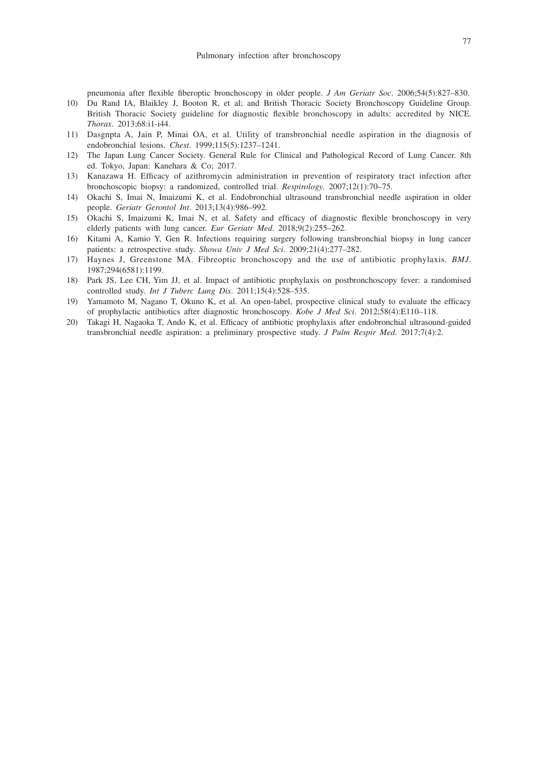pneumonia after flexible fiberoptic bronchoscopy in older people. *J Am Geriatr Soc*. 2006;54(5):827–830.

10) Du Rand IA, Blaikley J, Booton R, et al; and British Thoracic Society Bronchoscopy Guideline Group. British Thoracic Society guideline for diagnostic flexible bronchoscopy in adults: accredited by NICE. *Thorax*. 2013;68:i1-i44.
11) Dasgnpta A, Jain P, Minai OA, et al. Utility of transbronchial needle aspiration in the diagnosis of endobronchial lesions. *Chest*. 1999;115(5):1237–1241.
12) The Japan Lung Cancer Society. General Rule for Clinical and Pathological Record of Lung Cancer. 8th ed. Tokyo, Japan: Kanehara & Co; 2017.
13) Kanazawa H. Efficacy of azithromycin administration in prevention of respiratory tract infection after bronchoscopic biopsy: a randomized, controlled trial. *Respirology*. 2007;12(1):70–75.
14) Okachi S, Imai N, Imaizumi K, et al. Endobronchial ultrasound transbronchial needle aspiration in older people. *Geriatr Gerontol Int*. 2013;13(4):986–992.
15) Okachi S, Imaizumi K, Imai N, et al. Safety and efficacy of diagnostic flexible bronchoscopy in very elderly patients with lung cancer. *Eur Geriatr Med*. 2018;9(2):255–262.
16) Kitami A, Kamio Y, Gen R. Infections requiring surgery following transbronchial biopsy in lung cancer patients: a retrospective study. *Showa Univ J Med Sci*. 2009;21(4):277–282.
17) Haynes J, Greenstone MA. Fibreoptic bronchoscopy and the use of antibiotic prophylaxis. *BMJ*. 1987;294(6581):1199.
18) Park JS, Lee CH, Yim JJ, et al. Impact of antibiotic prophylaxis on postbronchoscopy fever: a randomised controlled study. *Int J Tuberc Lung Dis*. 2011;15(4):528–535.
19) Yamamoto M, Nagano T, Okuno K, et al. An open-label, prospective clinical study to evaluate the efficacy of prophylactic antibiotics after diagnostic bronchoscopy. *Kobe J Med Sci*. 2012;58(4):E110–118.
20) Takagi H, Nagaoka T, Ando K, et al. Efficacy of antibiotic prophylaxis after endobronchial ultrasound-guided transbronchial needle aspiration: a preliminary prospective study. *J Pulm Respir Med*. 2017;7(4):2.